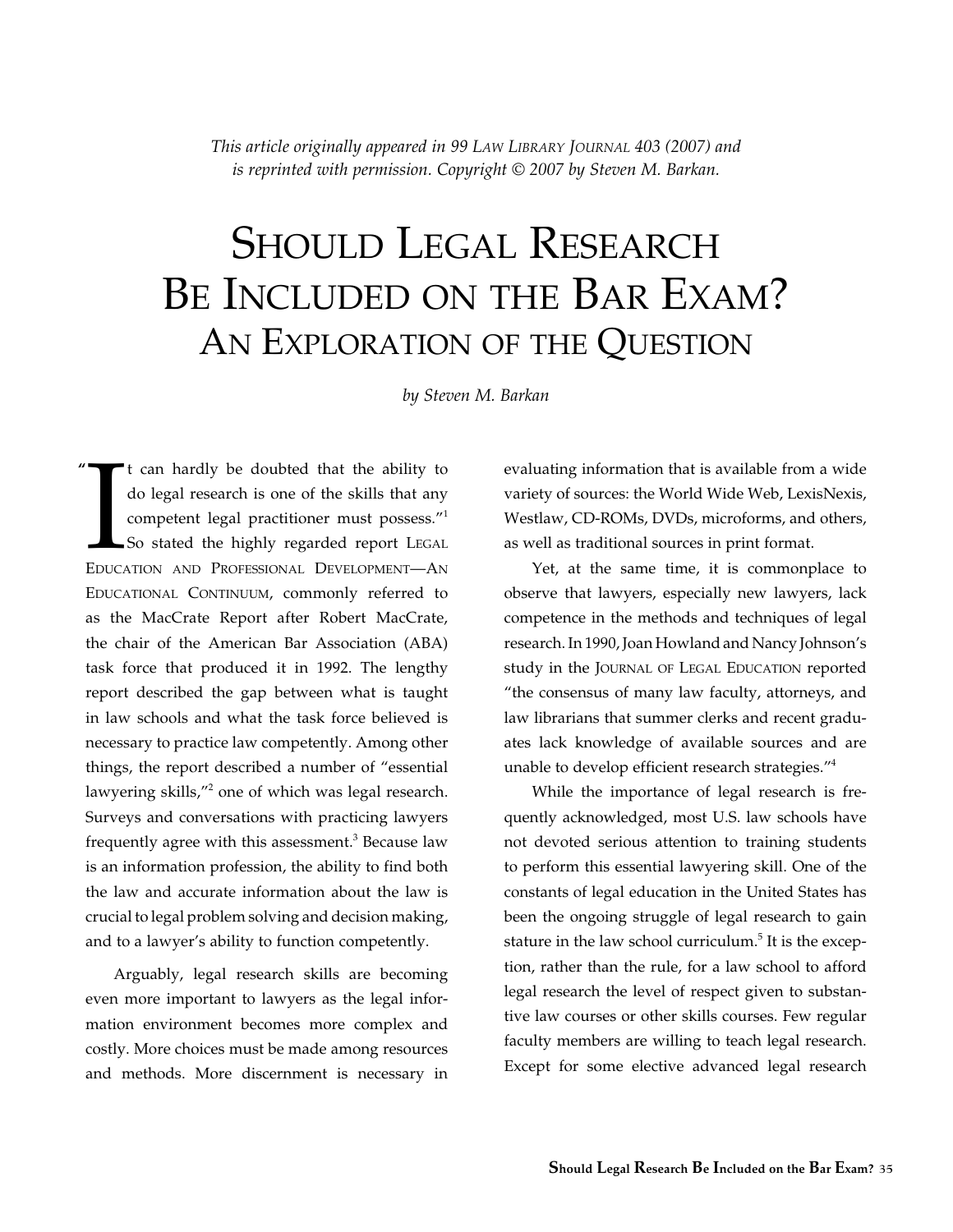*This article originally appeared in 99 Law Library Journal 403 (2007) and is reprinted with permission. Copyright © 2007 by Steven M. Barkan.*

# Should Legal Research Be Included on the Bar Exam?

## An Exploration of the Question

*by Steven M. Barkan*

"It can hardly be doubted that the ability to do legal research is one of the skills that any competent legal practitioner must possess."[1] So stated the highly regarded report Legal Education and Professional Development—An Educational Continuum, commonly referred to as the MacCrate Report after Robert MacCrate, the chair of the American Bar Association (ABA) task force that produced it in 1992. The lengthy report described the gap between what is taught in law schools and what the task force believed is necessary to practice law competently. Among other things, the report described a number of "essential lawyering skills,"[2] one of which was legal research. Surveys and conversations with practicing lawyers frequently agree with this assessment.[3] Because law is an information profession, the ability to find both the law and accurate information about the law is crucial to legal problem solving and decision making, and to a lawyer's ability to function competently.

Arguably, legal research skills are becoming even more important to lawyers as the legal information environment becomes more complex and costly. More choices must be made among resources and methods. More discernment is necessary in evaluating information that is available from a wide variety of sources: the World Wide Web, LexisNexis, Westlaw, CD-ROMs, DVDs, microforms, and others, as well as traditional sources in print format.

Yet, at the same time, it is commonplace to observe that lawyers, especially new lawyers, lack competence in the methods and techniques of legal research. In 1990, Joan Howland and Nancy Johnson's study in the Journal of Legal Education reported "the consensus of many law faculty, attorneys, and law librarians that summer clerks and recent graduates lack knowledge of available sources and are unable to develop efficient research strategies."[4]

While the importance of legal research is frequently acknowledged, most U.S. law schools have not devoted serious attention to training students to perform this essential lawyering skill. One of the constants of legal education in the United States has been the ongoing struggle of legal research to gain stature in the law school curriculum.[5] It is the exception, rather than the rule, for a law school to afford legal research the level of respect given to substantive law courses or other skills courses. Few regular faculty members are willing to teach legal research. Except for some elective advanced legal research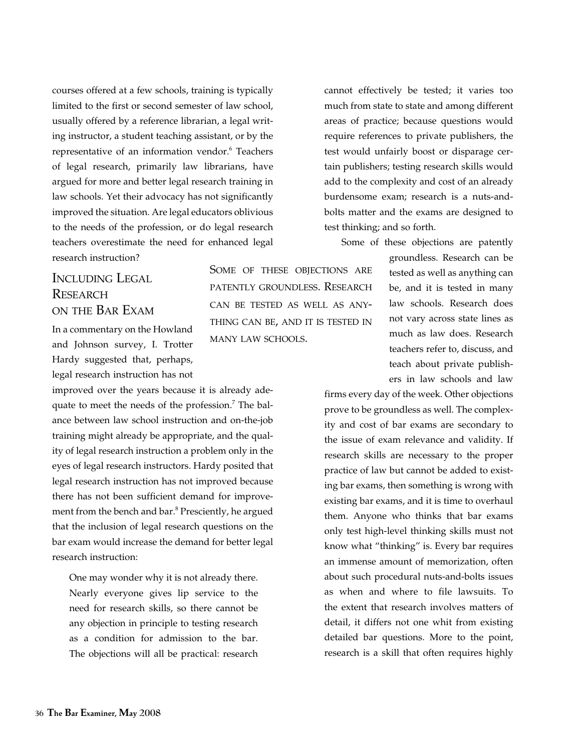courses offered at a few schools, training is typically limited to the first or second semester of law school, usually offered by a reference librarian, a legal writing instructor, a student teaching assistant, or by the representative of an information vendor.[6] Teachers of legal research, primarily law librarians, have argued for more and better legal research training in law schools. Yet their advocacy has not significantly improved the situation. Are legal educators oblivious to the needs of the profession, or do legal research teachers overestimate the need for enhanced legal research instruction?

## Including Legal Research on the Bar Exam

In a commentary on the Howland and Johnson survey, I. Trotter Hardy suggested that, perhaps, legal research instruction has not improved over the years because it is already adequate to meet the needs of the profession.[7] The balance between law school instruction and on-the-job training might already be appropriate, and the quality of legal research instruction a problem only in the eyes of legal research instructors. Hardy posited that legal research instruction has not improved because there has not been sufficient demand for improvement from the bench and bar.[8] Presciently, he argued that the inclusion of legal research questions on the bar exam would increase the demand for better legal research instruction:

> One may wonder why it is not already there. Nearly everyone gives lip service to the need for research skills, so there cannot be any objection in principle to testing research as a condition for admission to the bar. The objections will all be practical: research cannot effectively be tested; it varies too much from state to state and among different areas of practice; because questions would require references to private publishers, the test would unfairly boost or disparage certain publishers; testing research skills would add to the complexity and cost of an already burdensome exam; research is a nuts-and-bolts matter and the exams are designed to test thinking; and so forth.

Some of these objections are patently groundless. Research can be tested as well as anything can be, and it is tested in many law schools. Research does not vary across state lines as much as law does. Research teachers refer to, discuss, and teach about private publishers in law schools and law firms every day of the week. Other objections prove to be groundless as well. The complexity and cost of bar exams are secondary to the issue of exam relevance and validity. If research skills are necessary to the proper practice of law but cannot be added to existing bar exams, then something is wrong with existing bar exams, and it is time to overhaul them. Anyone who thinks that bar exams only test high-level thinking skills must not know what "thinking" is. Every bar requires an immense amount of memorization, often about such procedural nuts-and-bolts issues as when and where to file lawsuits. To the extent that research involves matters of detail, it differs not one whit from existing detailed bar questions. More to the point, research is a skill that often requires highly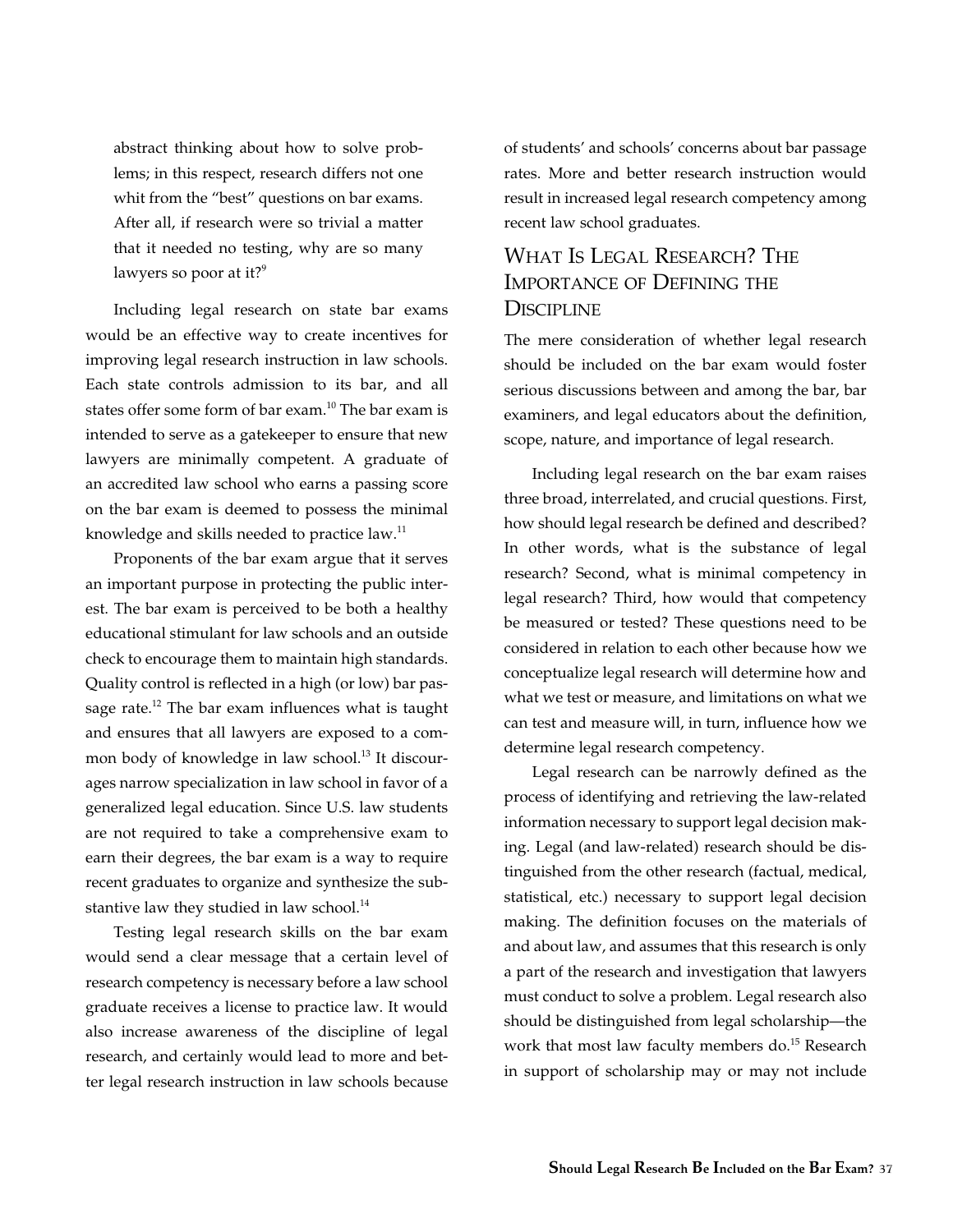> abstract thinking about how to solve problems; in this respect, research differs not one whit from the "best" questions on bar exams. After all, if research were so trivial a matter that it needed no testing, why are so many lawyers so poor at it?[9]

Including legal research on state bar exams would be an effective way to create incentives for improving legal research instruction in law schools. Each state controls admission to its bar, and all states offer some form of bar exam.[10] The bar exam is intended to serve as a gatekeeper to ensure that new lawyers are minimally competent. A graduate of an accredited law school who earns a passing score on the bar exam is deemed to possess the minimal knowledge and skills needed to practice law.[11]

Proponents of the bar exam argue that it serves an important purpose in protecting the public interest. The bar exam is perceived to be both a healthy educational stimulant for law schools and an outside check to encourage them to maintain high standards. Quality control is reflected in a high (or low) bar passage rate.[12] The bar exam influences what is taught and ensures that all lawyers are exposed to a common body of knowledge in law school.[13] It discourages narrow specialization in law school in favor of a generalized legal education. Since U.S. law students are not required to take a comprehensive exam to earn their degrees, the bar exam is a way to require recent graduates to organize and synthesize the substantive law they studied in law school.[14]

Testing legal research skills on the bar exam would send a clear message that a certain level of research competency is necessary before a law school graduate receives a license to practice law. It would also increase awareness of the discipline of legal research, and certainly would lead to more and better legal research instruction in law schools because of students' and schools' concerns about bar passage rates. More and better research instruction would result in increased legal research competency among recent law school graduates.

## What Is Legal Research? The Importance of Defining the Discipline

The mere consideration of whether legal research should be included on the bar exam would foster serious discussions between and among the bar, bar examiners, and legal educators about the definition, scope, nature, and importance of legal research.

Including legal research on the bar exam raises three broad, interrelated, and crucial questions. First, how should legal research be defined and described? In other words, what is the substance of legal research? Second, what is minimal competency in legal research? Third, how would that competency be measured or tested? These questions need to be considered in relation to each other because how we conceptualize legal research will determine how and what we test or measure, and limitations on what we can test and measure will, in turn, influence how we determine legal research competency.

Legal research can be narrowly defined as the process of identifying and retrieving the law-related information necessary to support legal decision making. Legal (and law-related) research should be distinguished from the other research (factual, medical, statistical, etc.) necessary to support legal decision making. The definition focuses on the materials of and about law, and assumes that this research is only a part of the research and investigation that lawyers must conduct to solve a problem. Legal research also should be distinguished from legal scholarship—the work that most law faculty members do.[15] Research in support of scholarship may or may not include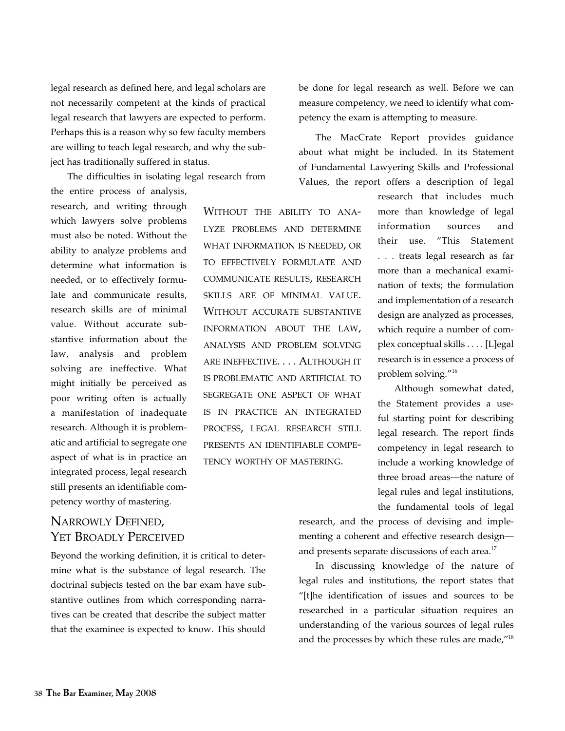legal research as defined here, and legal scholars are not necessarily competent at the kinds of practical legal research that lawyers are expected to perform. Perhaps this is a reason why so few faculty members are willing to teach legal research, and why the subject has traditionally suffered in status.

The difficulties in isolating legal research from the entire process of analysis, research, and writing through which lawyers solve problems must also be noted. Without the ability to analyze problems and determine what information is needed, or to effectively formulate and communicate results, research skills are of minimal value. Without accurate substantive information about the law, analysis and problem solving are ineffective. What might initially be perceived as poor writing often is actually a manifestation of inadequate research. Although it is problematic and artificial to segregate one aspect of what is in practice an integrated process, legal research still presents an identifiable competency worthy of mastering.

> Without the ability to analyze problems and determine what information is needed, or to effectively formulate and communicate results, research skills are of minimal value. Without accurate substantive information about the law, analysis and problem solving are ineffective. . . . Although it is problematic and artificial to segregate one aspect of what is in practice an integrated process, legal research still presents an identifiable competency worthy of mastering.

## Narrowly Defined, Yet Broadly Perceived

Beyond the working definition, it is critical to determine what is the substance of legal research. The doctrinal subjects tested on the bar exam have substantive outlines from which corresponding narratives can be created that describe the subject matter that the examinee is expected to know. This should be done for legal research as well. Before we can measure competency, we need to identify what competency the exam is attempting to measure.

The MacCrate Report provides guidance about what might be included. In its Statement of Fundamental Lawyering Skills and Professional Values, the report offers a description of legal research that includes much more than knowledge of legal information sources and their use. "This Statement . . . treats legal research as far more than a mechanical examination of texts; the formulation and implementation of a research design are analyzed as processes, which require a number of complex conceptual skills . . . . [L]egal research is in essence a process of problem solving."[16]

Although somewhat dated, the Statement provides a useful starting point for describing legal research. The report finds competency in legal research to include a working knowledge of three broad areas—the nature of legal rules and legal institutions, the fundamental tools of legal research, and the process of devising and implementing a coherent and effective research design—and presents separate discussions of each area.[17]

In discussing knowledge of the nature of legal rules and institutions, the report states that "[t]he identification of issues and sources to be researched in a particular situation requires an understanding of the various sources of legal rules and the processes by which these rules are made,"[18]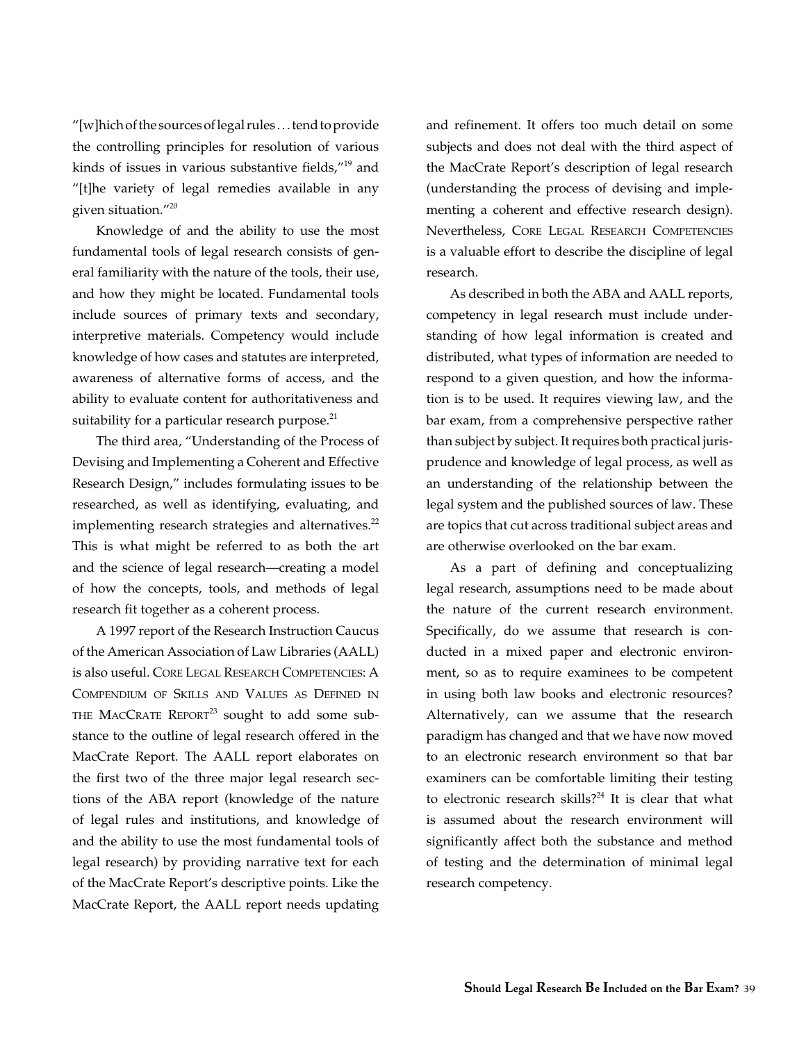"[w]hich of the sources of legal rules . . . tend to provide the controlling principles for resolution of various kinds of issues in various substantive fields,"[19] and "[t]he variety of legal remedies available in any given situation."[20]

Knowledge of and the ability to use the most fundamental tools of legal research consists of general familiarity with the nature of the tools, their use, and how they might be located. Fundamental tools include sources of primary texts and secondary, interpretive materials. Competency would include knowledge of how cases and statutes are interpreted, awareness of alternative forms of access, and the ability to evaluate content for authoritativeness and suitability for a particular research purpose.[21]

The third area, "Understanding of the Process of Devising and Implementing a Coherent and Effective Research Design," includes formulating issues to be researched, as well as identifying, evaluating, and implementing research strategies and alternatives.[22] This is what might be referred to as both the art and the science of legal research—creating a model of how the concepts, tools, and methods of legal research fit together as a coherent process.

A 1997 report of the Research Instruction Caucus of the American Association of Law Libraries (AALL) is also useful. Core Legal Research Competencies: A Compendium of Skills and Values as Defined in the MacCrate Report[23] sought to add some substance to the outline of legal research offered in the MacCrate Report. The AALL report elaborates on the first two of the three major legal research sections of the ABA report (knowledge of the nature of legal rules and institutions, and knowledge of and the ability to use the most fundamental tools of legal research) by providing narrative text for each of the MacCrate Report's descriptive points. Like the MacCrate Report, the AALL report needs updating and refinement. It offers too much detail on some subjects and does not deal with the third aspect of the MacCrate Report's description of legal research (understanding the process of devising and implementing a coherent and effective research design). Nevertheless, Core Legal Research Competencies is a valuable effort to describe the discipline of legal research.

As described in both the ABA and AALL reports, competency in legal research must include understanding of how legal information is created and distributed, what types of information are needed to respond to a given question, and how the information is to be used. It requires viewing law, and the bar exam, from a comprehensive perspective rather than subject by subject. It requires both practical jurisprudence and knowledge of legal process, as well as an understanding of the relationship between the legal system and the published sources of law. These are topics that cut across traditional subject areas and are otherwise overlooked on the bar exam.

As a part of defining and conceptualizing legal research, assumptions need to be made about the nature of the current research environment. Specifically, do we assume that research is conducted in a mixed paper and electronic environment, so as to require examinees to be competent in using both law books and electronic resources? Alternatively, can we assume that the research paradigm has changed and that we have now moved to an electronic research environment so that bar examiners can be comfortable limiting their testing to electronic research skills?[24] It is clear that what is assumed about the research environment will significantly affect both the substance and method of testing and the determination of minimal legal research competency.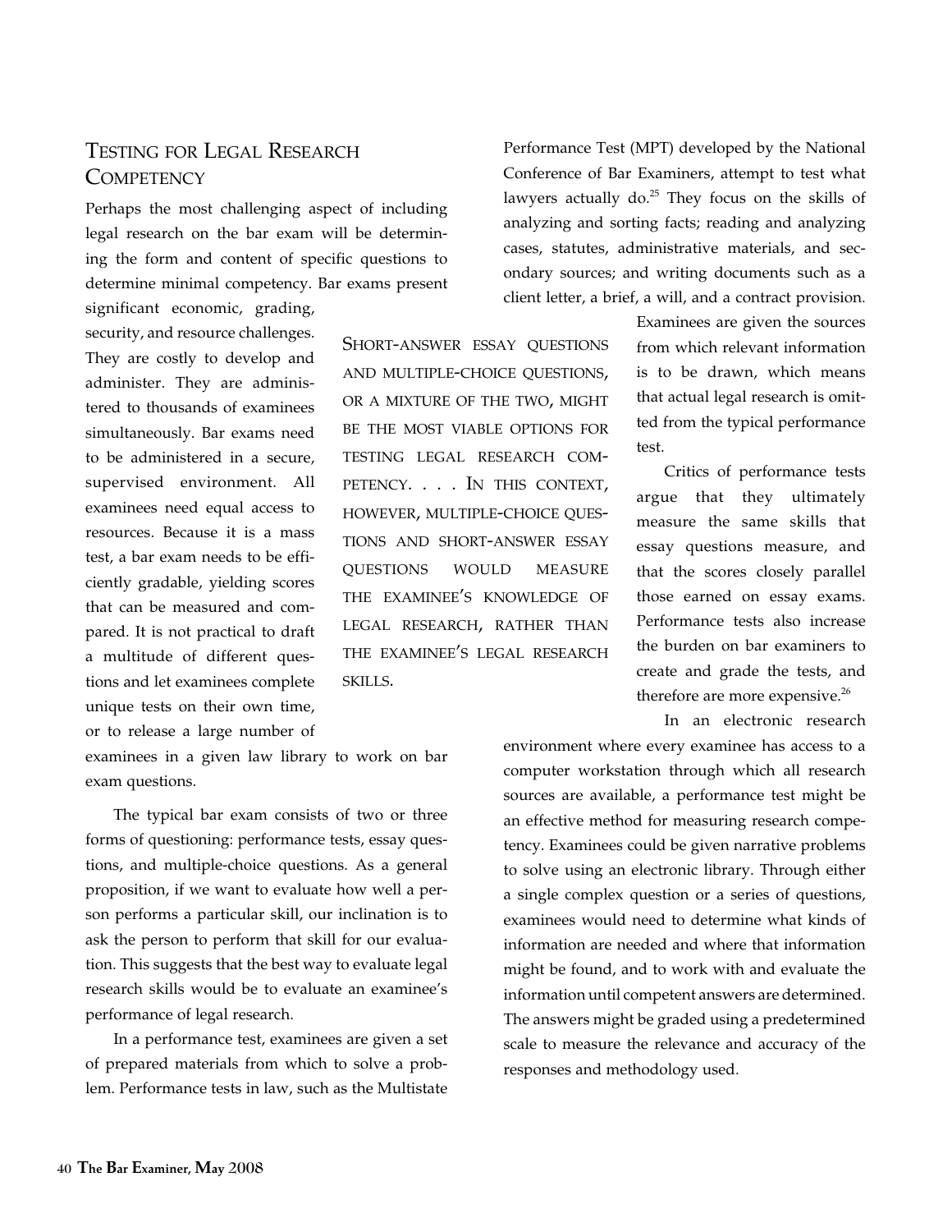## Testing for Legal Research Competency

Perhaps the most challenging aspect of including legal research on the bar exam will be determining the form and content of specific questions to determine minimal competency. Bar exams present significant economic, grading, security, and resource challenges. They are costly to develop and administer. They are administered to thousands of examinees simultaneously. Bar exams need to be administered in a secure, supervised environment. All examinees need equal access to resources. Because it is a mass test, a bar exam needs to be efficiently gradable, yielding scores that can be measured and compared. It is not practical to draft a multitude of different questions and let examinees complete unique tests on their own time, or to release a large number of examinees in a given law library to work on bar exam questions.

> Short-answer essay questions and multiple-choice questions, or a mixture of the two, might be the most viable options for testing legal research competency. . . . In this context, however, multiple-choice questions and short-answer essay questions would measure the examinee's knowledge of legal research, rather than the examinee's legal research skills.

The typical bar exam consists of two or three forms of questioning: performance tests, essay questions, and multiple-choice questions. As a general proposition, if we want to evaluate how well a person performs a particular skill, our inclination is to ask the person to perform that skill for our evaluation. This suggests that the best way to evaluate legal research skills would be to evaluate an examinee's performance of legal research.

In a performance test, examinees are given a set of prepared materials from which to solve a problem. Performance tests in law, such as the Multistate Performance Test (MPT) developed by the National Conference of Bar Examiners, attempt to test what lawyers actually do.[25] They focus on the skills of analyzing and sorting facts; reading and analyzing cases, statutes, administrative materials, and secondary sources; and writing documents such as a client letter, a brief, a will, and a contract provision. Examinees are given the sources from which relevant information is to be drawn, which means that actual legal research is omitted from the typical performance test.

Critics of performance tests argue that they ultimately measure the same skills that essay questions measure, and that the scores closely parallel those earned on essay exams. Performance tests also increase the burden on bar examiners to create and grade the tests, and therefore are more expensive.[26]

In an electronic research environment where every examinee has access to a computer workstation through which all research sources are available, a performance test might be an effective method for measuring research competency. Examinees could be given narrative problems to solve using an electronic library. Through either a single complex question or a series of questions, examinees would need to determine what kinds of information are needed and where that information might be found, and to work with and evaluate the information until competent answers are determined. The answers might be graded using a predetermined scale to measure the relevance and accuracy of the responses and methodology used.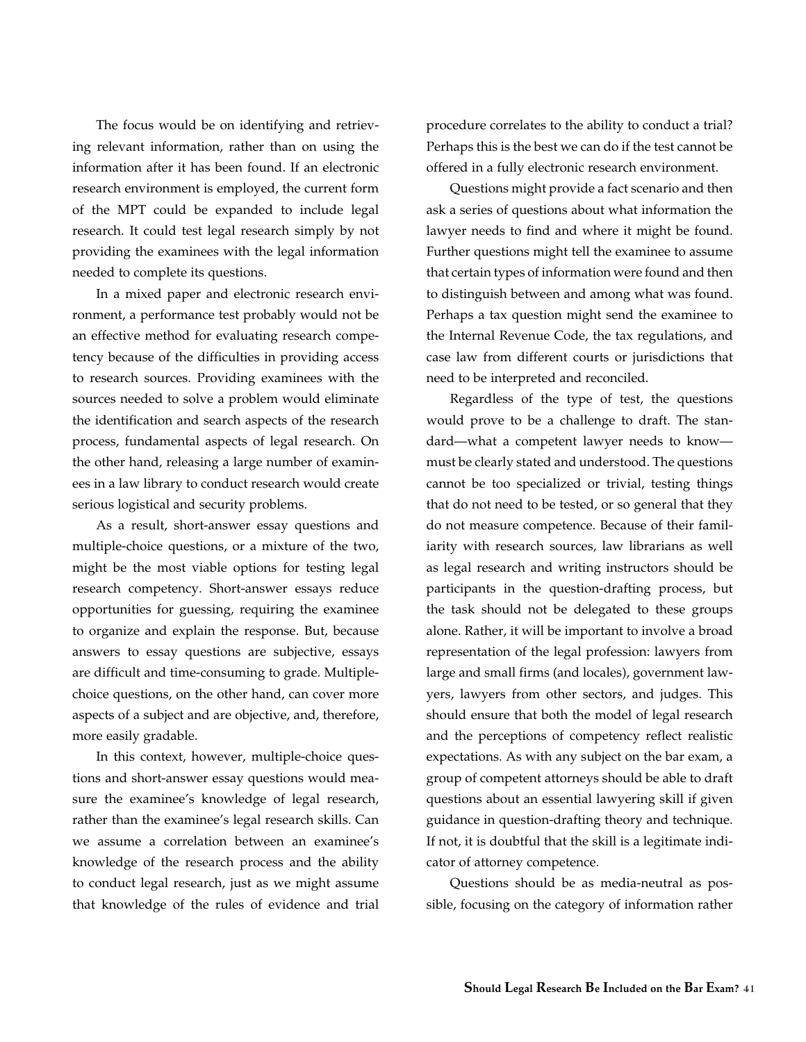The focus would be on identifying and retrieving relevant information, rather than on using the information after it has been found. If an electronic research environment is employed, the current form of the MPT could be expanded to include legal research. It could test legal research simply by not providing the examinees with the legal information needed to complete its questions.

In a mixed paper and electronic research environment, a performance test probably would not be an effective method for evaluating research competency because of the difficulties in providing access to research sources. Providing examinees with the sources needed to solve a problem would eliminate the identification and search aspects of the research process, fundamental aspects of legal research. On the other hand, releasing a large number of examinees in a law library to conduct research would create serious logistical and security problems.

As a result, short-answer essay questions and multiple-choice questions, or a mixture of the two, might be the most viable options for testing legal research competency. Short-answer essays reduce opportunities for guessing, requiring the examinee to organize and explain the response. But, because answers to essay questions are subjective, essays are difficult and time-consuming to grade. Multiple-choice questions, on the other hand, can cover more aspects of a subject and are objective, and, therefore, more easily gradable.

In this context, however, multiple-choice questions and short-answer essay questions would measure the examinee's knowledge of legal research, rather than the examinee's legal research skills. Can we assume a correlation between an examinee's knowledge of the research process and the ability to conduct legal research, just as we might assume that knowledge of the rules of evidence and trial procedure correlates to the ability to conduct a trial? Perhaps this is the best we can do if the test cannot be offered in a fully electronic research environment.

Questions might provide a fact scenario and then ask a series of questions about what information the lawyer needs to find and where it might be found. Further questions might tell the examinee to assume that certain types of information were found and then to distinguish between and among what was found. Perhaps a tax question might send the examinee to the Internal Revenue Code, the tax regulations, and case law from different courts or jurisdictions that need to be interpreted and reconciled.

Regardless of the type of test, the questions would prove to be a challenge to draft. The standard—what a competent lawyer needs to know—must be clearly stated and understood. The questions cannot be too specialized or trivial, testing things that do not need to be tested, or so general that they do not measure competence. Because of their familiarity with research sources, law librarians as well as legal research and writing instructors should be participants in the question-drafting process, but the task should not be delegated to these groups alone. Rather, it will be important to involve a broad representation of the legal profession: lawyers from large and small firms (and locales), government lawyers, lawyers from other sectors, and judges. This should ensure that both the model of legal research and the perceptions of competency reflect realistic expectations. As with any subject on the bar exam, a group of competent attorneys should be able to draft questions about an essential lawyering skill if given guidance in question-drafting theory and technique. If not, it is doubtful that the skill is a legitimate indicator of attorney competence.

Questions should be as media-neutral as possible, focusing on the category of information rather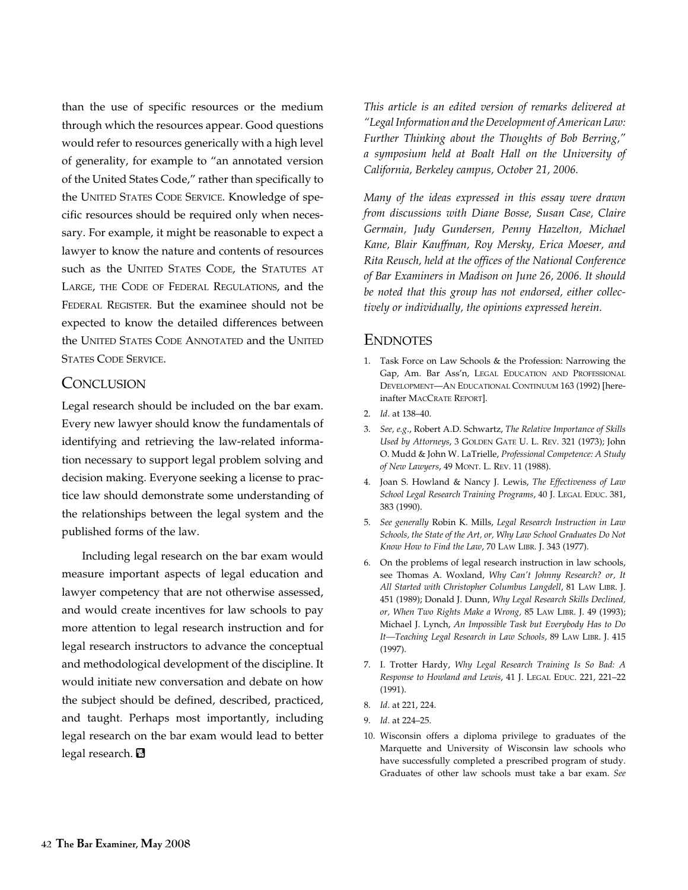than the use of specific resources or the medium through which the resources appear. Good questions would refer to resources generically with a high level of generality, for example to "an annotated version of the United States Code," rather than specifically to the UNITED STATES CODE SERVICE. Knowledge of specific resources should be required only when necessary. For example, it might be reasonable to expect a lawyer to know the nature and contents of resources such as the UNITED STATES CODE, the STATUTES AT LARGE, THE CODE OF FEDERAL REGULATIONS, and the FEDERAL REGISTER. But the examinee should not be expected to know the detailed differences between the UNITED STATES CODE ANNOTATED and the UNITED STATES CODE SERVICE.

## CONCLUSION

Legal research should be included on the bar exam. Every new lawyer should know the fundamentals of identifying and retrieving the law-related information necessary to support legal problem solving and decision making. Everyone seeking a license to practice law should demonstrate some understanding of the relationships between the legal system and the published forms of the law.

Including legal research on the bar exam would measure important aspects of legal education and lawyer competency that are not otherwise assessed, and would create incentives for law schools to pay more attention to legal research instruction and for legal research instructors to advance the conceptual and methodological development of the discipline. It would initiate new conversation and debate on how the subject should be defined, described, practiced, and taught. Perhaps most importantly, including legal research on the bar exam would lead to better legal research.

*This article is an edited version of remarks delivered at "Legal Information and the Development of American Law: Further Thinking about the Thoughts of Bob Berring," a symposium held at Boalt Hall on the University of California, Berkeley campus, October 21, 2006.*

*Many of the ideas expressed in this essay were drawn from discussions with Diane Bosse, Susan Case, Claire Germain, Judy Gundersen, Penny Hazelton, Michael Kane, Blair Kauffman, Roy Mersky, Erica Moeser, and Rita Reusch, held at the offices of the National Conference of Bar Examiners in Madison on June 26, 2006. It should be noted that this group has not endorsed, either collectively or individually, the opinions expressed herein.*

## ENDNOTES

1. Task Force on Law Schools & the Profession: Narrowing the Gap, Am. Bar Ass'n, LEGAL EDUCATION AND PROFESSIONAL DEVELOPMENT—AN EDUCATIONAL CONTINUUM 163 (1992) [hereinafter MACCRATE REPORT].
2. *Id.* at 138–40.
3. *See, e.g.*, Robert A.D. Schwartz, *The Relative Importance of Skills Used by Attorneys*, 3 GOLDEN GATE U. L. REV. 321 (1973); John O. Mudd & John W. LaTrielle, *Professional Competence: A Study of New Lawyers*, 49 MONT. L. REV. 11 (1988).
4. Joan S. Howland & Nancy J. Lewis, *The Effectiveness of Law School Legal Research Training Programs*, 40 J. LEGAL EDUC. 381, 383 (1990).
5. *See generally* Robin K. Mills, *Legal Research Instruction in Law Schools, the State of the Art, or, Why Law School Graduates Do Not Know How to Find the Law*, 70 LAW LIBR. J. 343 (1977).
6. On the problems of legal research instruction in law schools, see Thomas A. Woxland, *Why Can't Johnny Research? or, It All Started with Christopher Columbus Langdell*, 81 LAW LIBR. J. 451 (1989); Donald J. Dunn, *Why Legal Research Skills Declined, or, When Two Rights Make a Wrong*, 85 LAW LIBR. J. 49 (1993); Michael J. Lynch, *An Impossible Task but Everybody Has to Do It—Teaching Legal Research in Law Schools*, 89 LAW LIBR. J. 415 (1997).
7. I. Trotter Hardy, *Why Legal Research Training Is So Bad: A Response to Howland and Lewis*, 41 J. LEGAL EDUC. 221, 221–22 (1991).
8. *Id.* at 221, 224.
9. *Id.* at 224–25.
10. Wisconsin offers a diploma privilege to graduates of the Marquette and University of Wisconsin law schools who have successfully completed a prescribed program of study. Graduates of other law schools must take a bar exam. *See*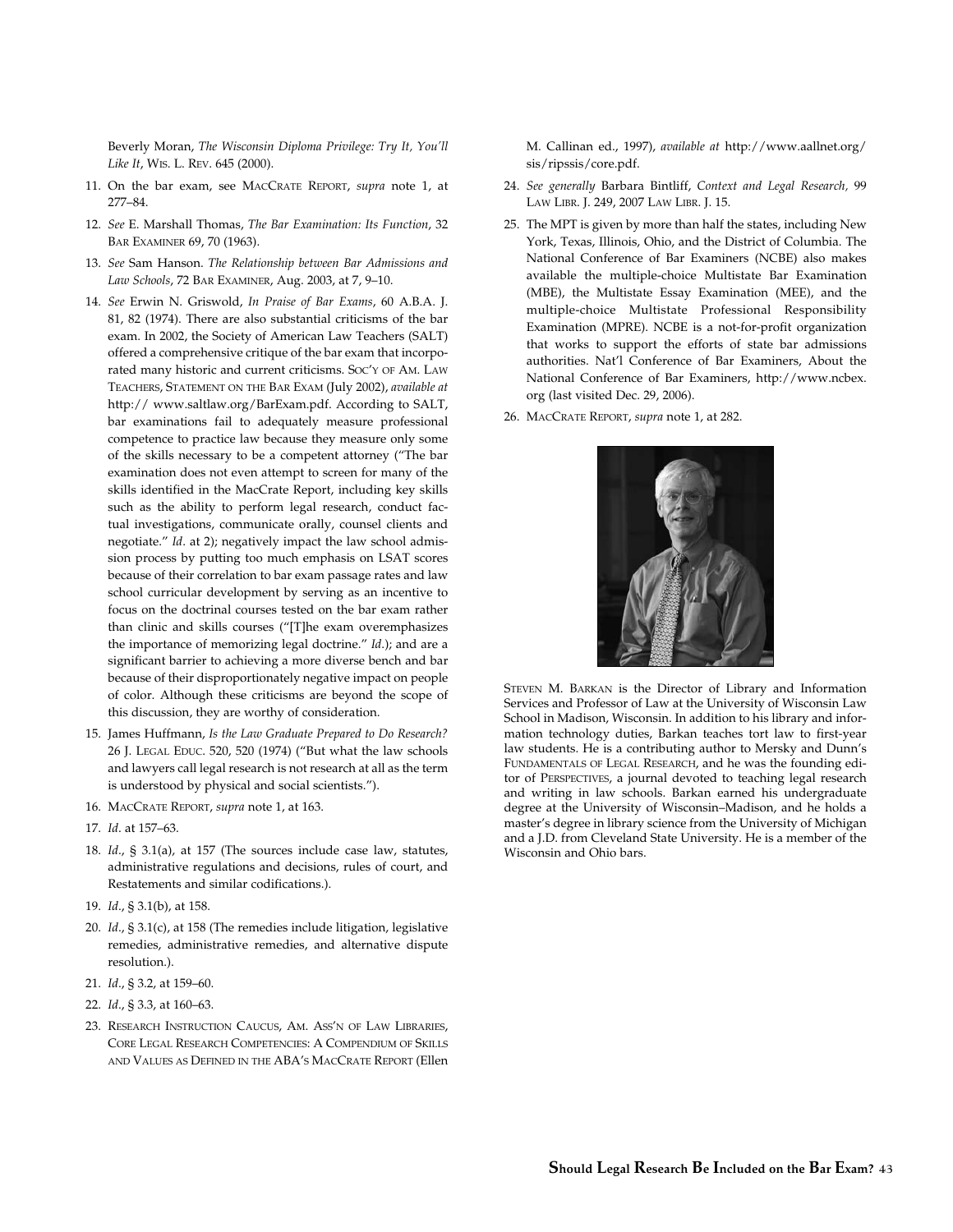Beverly Moran, *The Wisconsin Diploma Privilege: Try It, You'll Like It*, WIS. L. REV. 645 (2000).

11. On the bar exam, see MACCRATE REPORT, *supra* note 1, at 277–84.

12. *See* E. Marshall Thomas, *The Bar Examination: Its Function*, 32 BAR EXAMINER 69, 70 (1963).

13. *See* Sam Hanson. *The Relationship between Bar Admissions and Law Schools*, 72 BAR EXAMINER, Aug. 2003, at 7, 9–10.

14. *See* Erwin N. Griswold, *In Praise of Bar Exams*, 60 A.B.A. J. 81, 82 (1974). There are also substantial criticisms of the bar exam. In 2002, the Society of American Law Teachers (SALT) offered a comprehensive critique of the bar exam that incorporated many historic and current criticisms. SOC'Y OF AM. LAW TEACHERS, STATEMENT ON THE BAR EXAM (July 2002), *available at* http:// www.saltlaw.org/BarExam.pdf. According to SALT, bar examinations fail to adequately measure professional competence to practice law because they measure only some of the skills necessary to be a competent attorney ("The bar examination does not even attempt to screen for many of the skills identified in the MacCrate Report, including key skills such as the ability to perform legal research, conduct factual investigations, communicate orally, counsel clients and negotiate." *Id*. at 2); negatively impact the law school admission process by putting too much emphasis on LSAT scores because of their correlation to bar exam passage rates and law school curricular development by serving as an incentive to focus on the doctrinal courses tested on the bar exam rather than clinic and skills courses ("[T]he exam overemphasizes the importance of memorizing legal doctrine." *Id*.); and are a significant barrier to achieving a more diverse bench and bar because of their disproportionately negative impact on people of color. Although these criticisms are beyond the scope of this discussion, they are worthy of consideration.

15. James Huffmann, *Is the Law Graduate Prepared to Do Research?* 26 J. LEGAL EDUC. 520, 520 (1974) ("But what the law schools and lawyers call legal research is not research at all as the term is understood by physical and social scientists.").

16. MACCRATE REPORT, *supra* note 1, at 163.

17. *Id*. at 157–63.

18. *Id*., § 3.1(a), at 157 (The sources include case law, statutes, administrative regulations and decisions, rules of court, and Restatements and similar codifications.).

19. *Id*., § 3.1(b), at 158.

20. *Id*., § 3.1(c), at 158 (The remedies include litigation, legislative remedies, administrative remedies, and alternative dispute resolution.).

21. *Id*., § 3.2, at 159–60.

22. *Id*., § 3.3, at 160–63.

23. RESEARCH INSTRUCTION CAUCUS, AM. ASS'N OF LAW LIBRARIES, CORE LEGAL RESEARCH COMPETENCIES: A COMPENDIUM OF SKILLS AND VALUES AS DEFINED IN THE ABA'S MACCRATE REPORT (Ellen M. Callinan ed., 1997), *available at* http://www.aallnet.org/sis/ripssis/core.pdf.

24. *See generally* Barbara Bintliff, *Context and Legal Research,* 99 LAW LIBR. J. 249, 2007 LAW LIBR. J. 15.

25. The MPT is given by more than half the states, including New York, Texas, Illinois, Ohio, and the District of Columbia. The National Conference of Bar Examiners (NCBE) also makes available the multiple-choice Multistate Bar Examination (MBE), the Multistate Essay Examination (MEE), and the multiple-choice Multistate Professional Responsibility Examination (MPRE). NCBE is a not-for-profit organization that works to support the efforts of state bar admissions authorities. Nat'l Conference of Bar Examiners, About the National Conference of Bar Examiners, http://www.ncbex.org (last visited Dec. 29, 2006).

26. MACCRATE REPORT, *supra* note 1, at 282.

STEVEN M. BARKAN is the Director of Library and Information Services and Professor of Law at the University of Wisconsin Law School in Madison, Wisconsin. In addition to his library and information technology duties, Barkan teaches tort law to first-year law students. He is a contributing author to Mersky and Dunn's FUNDAMENTALS OF LEGAL RESEARCH, and he was the founding editor of PERSPECTIVES, a journal devoted to teaching legal research and writing in law schools. Barkan earned his undergraduate degree at the University of Wisconsin–Madison, and he holds a master's degree in library science from the University of Michigan and a J.D. from Cleveland State University. He is a member of the Wisconsin and Ohio bars.